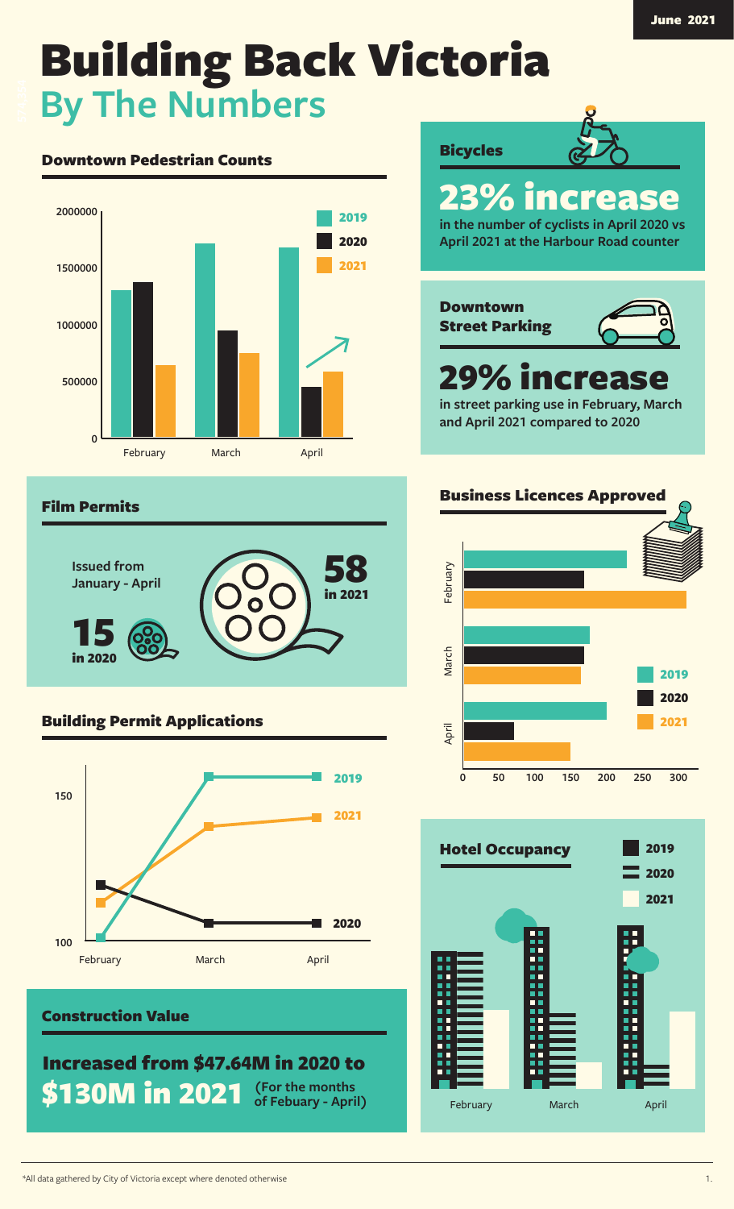June 2021

# Building Back Victoria
## By The Numbers

### Downtown Pedestrian Counts

2019 · 2020 · 2021

February · March · April

0 · 500000 · 1000000 · 1500000 · 2000000

### Bicycles

**23% increase**

in the number of cyclists in April 2020 vs April 2021 at the Harbour Road counter

### Downtown Street Parking

**29% increase**

in street parking use in February, March and April 2021 compared to 2020

### Film Permits

Issued from January - April

**58** in 2021

**15** in 2020

### Business Licences Approved

2019 · 2020 · 2021

February · March · April

0 · 50 · 100 · 150 · 200 · 250 · 300

### Building Permit Applications

2019 · 2021 · 2020

February · March · April

100 · 150

### Construction Value

**Increased from $47.64M in 2020 to $130M in 2021** (For the months of Febuary - April)

### Hotel Occupancy

2019 · 2020 · 2021

February · March · April

*All data gathered by City of Victoria except where denoted otherwise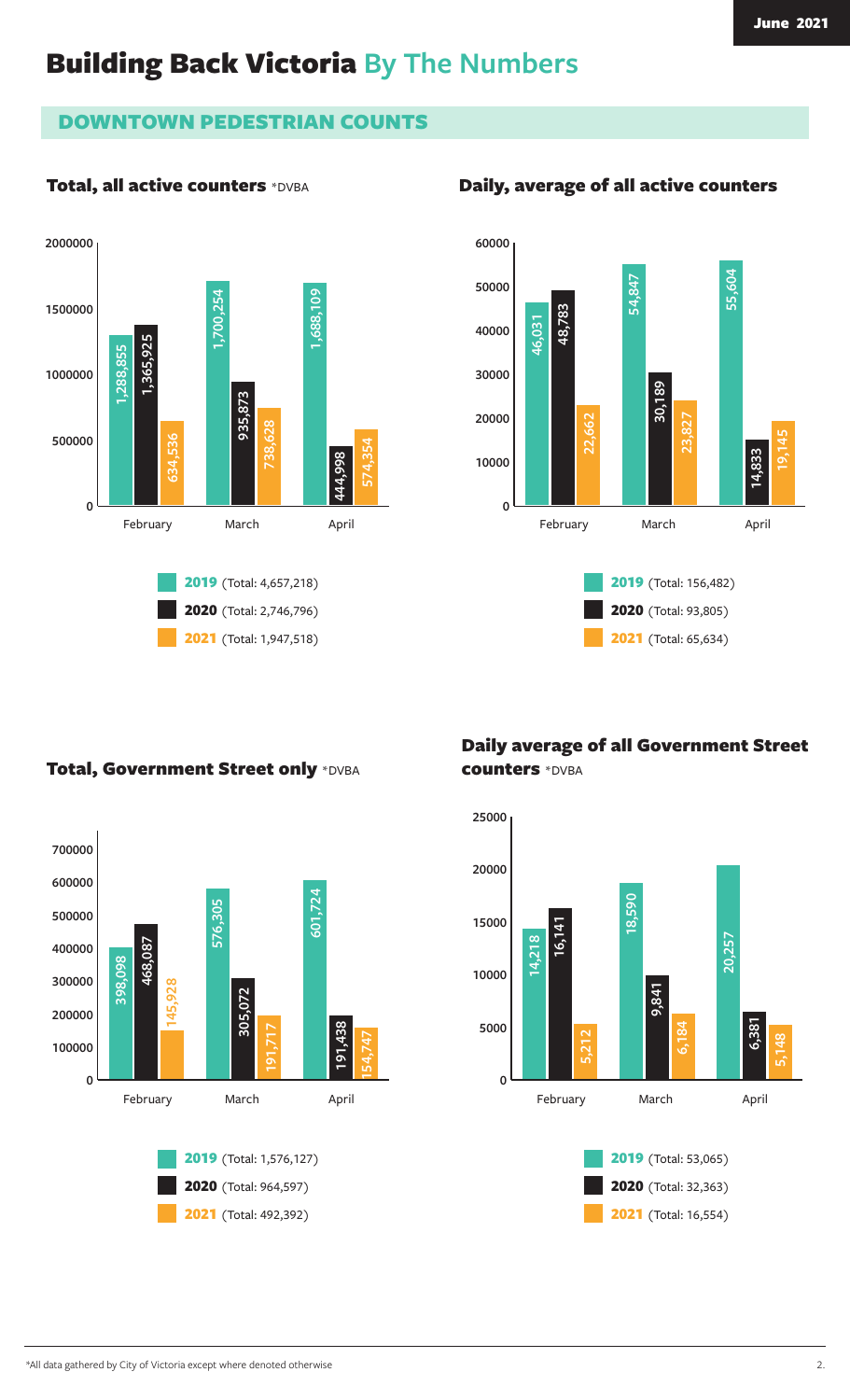# Building Back Victoria By The Numbers

## DOWNTOWN PEDESTRIAN COUNTS

### Total, all active counters *DVBA

| Month | 2019 | 2020 | 2021 |
| --- | --- | --- | --- |
| February | 1,288,855 | 1,365,925 | 634,536 |
| March | 1,700,254 | 935,873 | 738,628 |
| April | 1,688,109 | 444,998 | 574,354 |

**2019** (Total: 4,657,218)
**2020** (Total: 2,746,796)
**2021** (Total: 1,947,518)

### Daily, average of all active counters

| Month | 2019 | 2020 | 2021 |
| --- | --- | --- | --- |
| February | 46,031 | 48,783 | 22,662 |
| March | 54,847 | 30,189 | 23,827 |
| April | 55,604 | 14,833 | 19,145 |

**2019** (Total: 156,482)
**2020** (Total: 93,805)
**2021** (Total: 65,634)

### Total, Government Street only *DVBA

| Month | 2019 | 2020 | 2021 |
| --- | --- | --- | --- |
| February | 398,098 | 468,087 | 145,928 |
| March | 576,305 | 305,072 | 191,717 |
| April | 601,724 | 191,438 | 154,747 |

**2019** (Total: 1,576,127)
**2020** (Total: 964,597)
**2021** (Total: 492,392)

### Daily average of all Government Street counters *DVBA

| Month | 2019 | 2020 | 2021 |
| --- | --- | --- | --- |
| February | 14,218 | 16,141 | 5,212 |
| March | 18,590 | 9,841 | 6,184 |
| April | 20,257 | 6,381 | 5,148 |

**2019** (Total: 53,065)
**2020** (Total: 32,363)
**2021** (Total: 16,554)

*All data gathered by City of Victoria except where denoted otherwise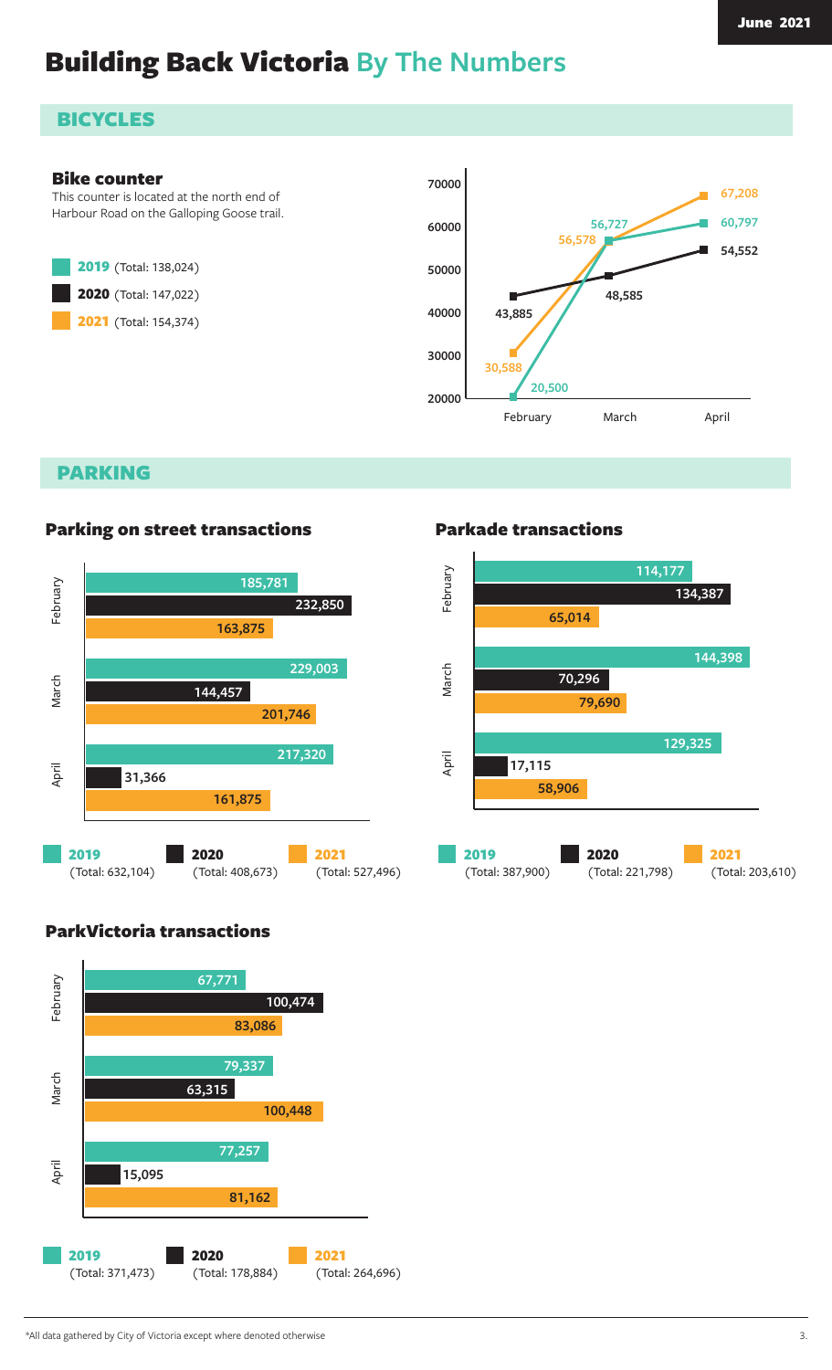June 2021

# Building Back Victoria By The Numbers

## BICYCLES

### Bike counter

This counter is located at the north end of Harbour Road on the Galloping Goose trail.

- **2019** (Total: 138,024)
- **2020** (Total: 147,022)
- **2021** (Total: 154,374)

| Month | 2019 | 2020 | 2021 |
|---|---|---|---|
| February | 20,500 | 43,885 | 30,588 |
| March | 56,727 | 48,585 | 56,578 |
| April | 60,797 | 54,552 | 67,208 |

## PARKING

### Parking on street transactions

| Month | 2019 | 2020 | 2021 |
|---|---|---|---|
| February | 185,781 | 232,850 | 163,875 |
| March | 229,003 | 144,457 | 201,746 |
| April | 217,320 | 31,366 | 161,875 |

**2019** (Total: 632,104) **2020** (Total: 408,673) **2021** (Total: 527,496)

### Parkade transactions

| Month | 2019 | 2020 | 2021 |
|---|---|---|---|
| February | 114,177 | 134,387 | 65,014 |
| March | 144,398 | 70,296 | 79,690 |
| April | 129,325 | 17,115 | 58,906 |

**2019** (Total: 387,900) **2020** (Total: 221,798) **2021** (Total: 203,610)

### ParkVictoria transactions

| Month | 2019 | 2020 | 2021 |
|---|---|---|---|
| February | 67,771 | 100,474 | 83,086 |
| March | 79,337 | 63,315 | 100,448 |
| April | 77,257 | 15,095 | 81,162 |

**2019** (Total: 371,473) **2020** (Total: 178,884) **2021** (Total: 264,696)

*All data gathered by City of Victoria except where denoted otherwise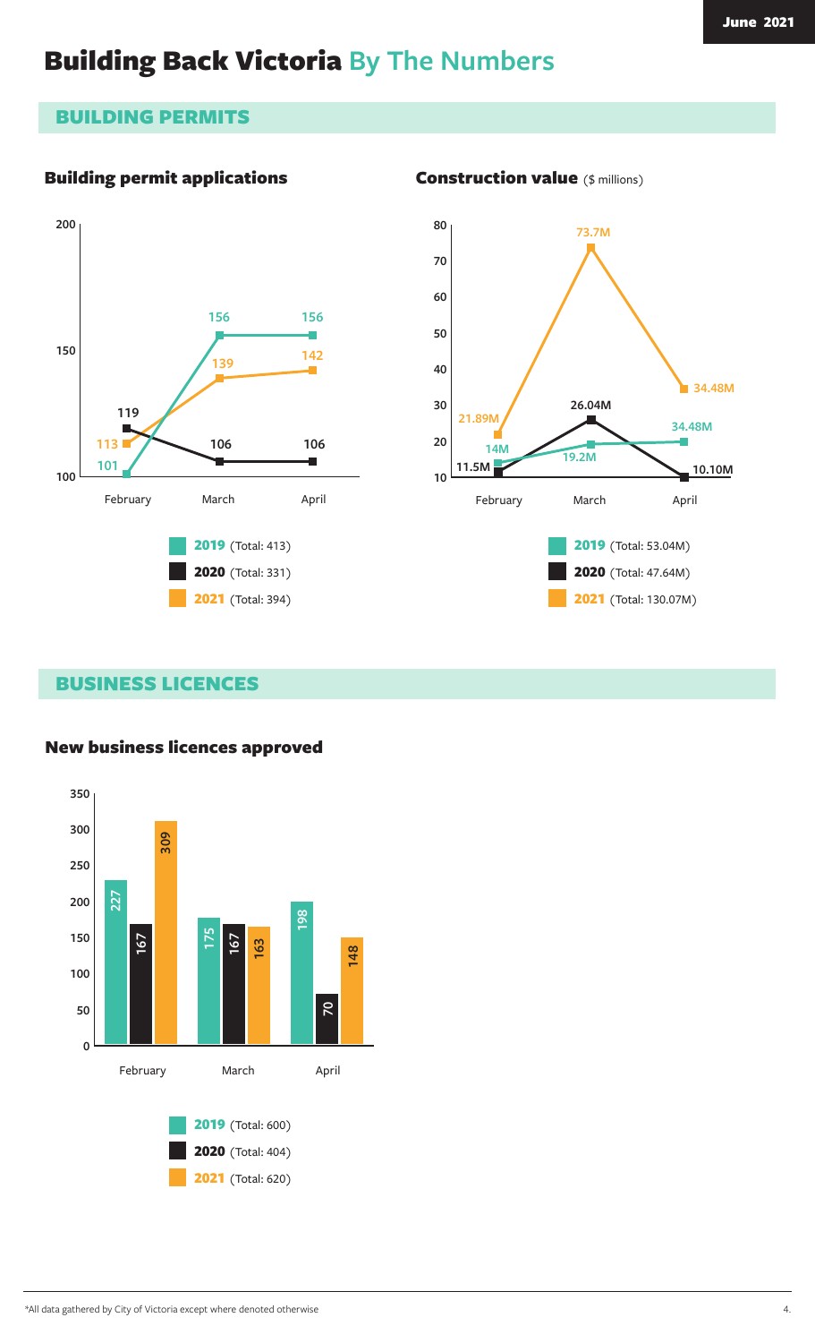June 2021

# Building Back Victoria By The Numbers

## BUILDING PERMITS

### Building permit applications

| Month | 2019 | 2020 | 2021 |
|---|---|---|---|
| February | 101 | 119 | 113 |
| March | 156 | 106 | 139 |
| April | 156 | 106 | 142 |

**2019** (Total: 413)
**2020** (Total: 331)
**2021** (Total: 394)

### Construction value ($ millions)

| Month | 2019 | 2020 | 2021 |
|---|---|---|---|
| February | 14M | 11.5M | 21.89M |
| March | 19.2M | 26.04M | 73.7M |
| April | 34.48M | 10.10M | 34.48M |

**2019** (Total: 53.04M)
**2020** (Total: 47.64M)
**2021** (Total: 130.07M)

## BUSINESS LICENCES

### New business licences approved

| Month | 2019 | 2020 | 2021 |
|---|---|---|---|
| February | 227 | 167 | 309 |
| March | 175 | 167 | 163 |
| April | 198 | 70 | 148 |

**2019** (Total: 600)
**2020** (Total: 404)
**2021** (Total: 620)

*All data gathered by City of Victoria except where denoted otherwise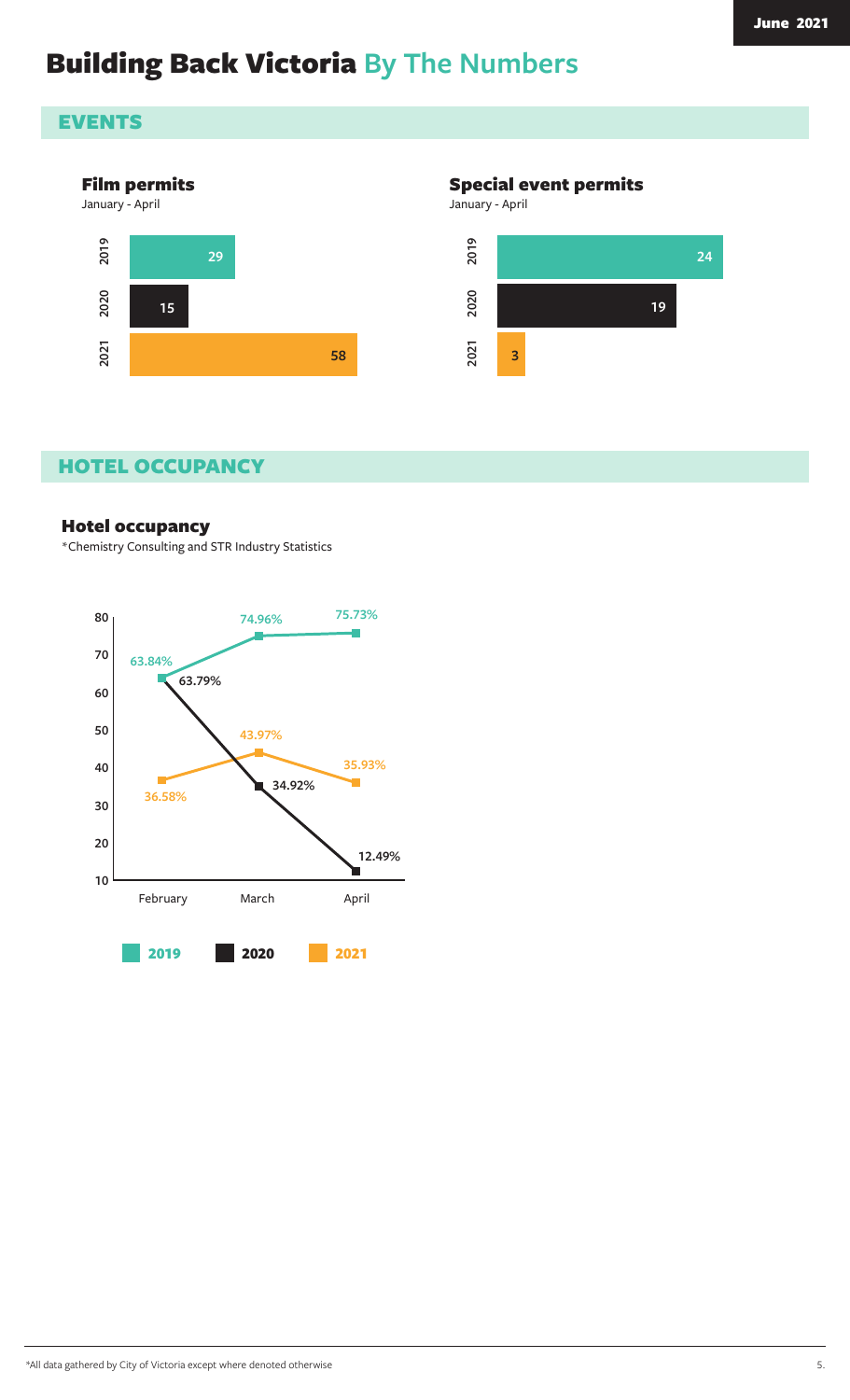June 2021

# Building Back Victoria By The Numbers

## EVENTS

### Film permits

January - April

2019
29
2020
15
2021
58

### Special event permits

January - April

2019
24
2020
19
2021
3

## HOTEL OCCUPANCY

### Hotel occupancy

*Chemistry Consulting and STR Industry Statistics

80
70
60
50
40
30
20
10

February
March
April

63.84%
74.96%
75.73%
63.79%
34.92%
12.49%
36.58%
43.97%
35.93%

2019
2020
2021

*All data gathered by City of Victoria except where denoted otherwise